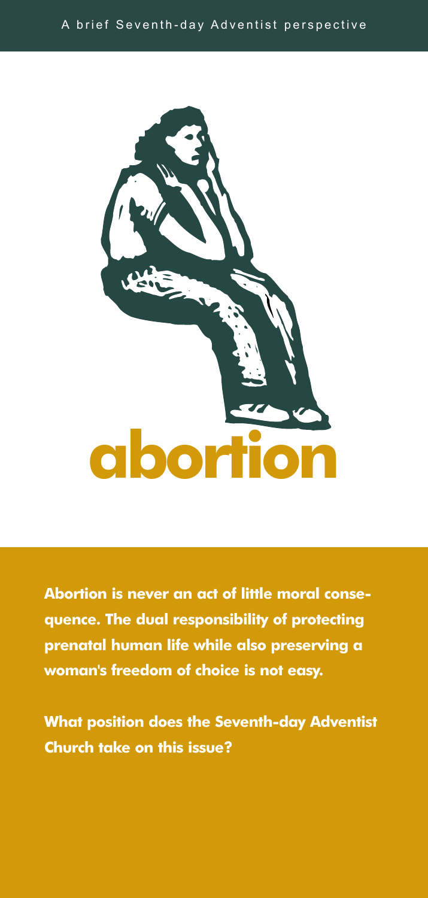A brief Seventh-day Adventist perspective

# abortion

**Abortion is never an act of little moral consequence. The dual responsibility of protecting prenatal human life while also preserving a woman's freedom of choice is not easy.**

**What position does the Seventh-day Adventist Church take on this issue?**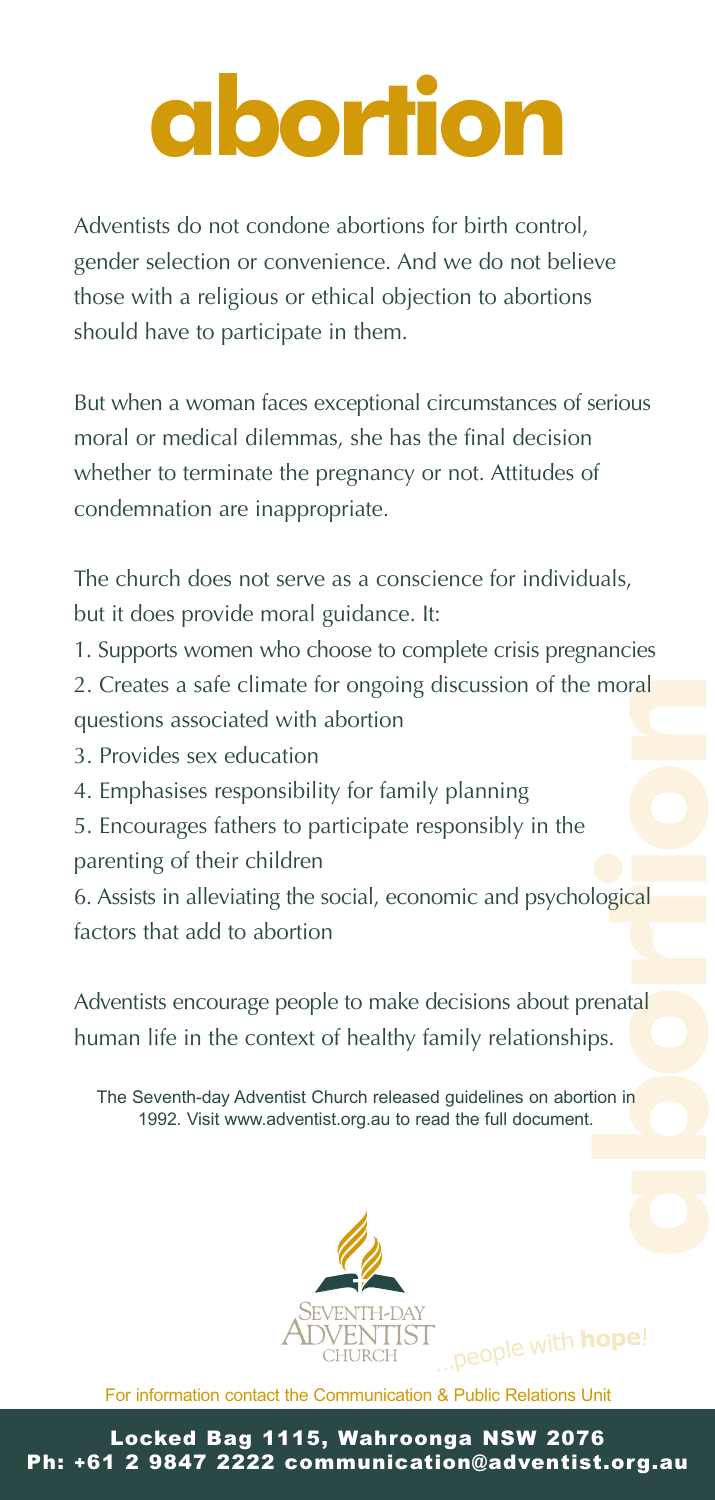# abortion

Adventists do not condone abortions for birth control, gender selection or convenience. And we do not believe those with a religious or ethical objection to abortions should have to participate in them.

But when a woman faces exceptional circumstances of serious moral or medical dilemmas, she has the final decision whether to terminate the pregnancy or not. Attitudes of condemnation are inappropriate.

The church does not serve as a conscience for individuals, but it does provide moral guidance. It:

1. Supports women who choose to complete crisis pregnancies
2. Creates a safe climate for ongoing discussion of the moral questions associated with abortion
3. Provides sex education
4. Emphasises responsibility for family planning
5. Encourages fathers to participate responsibly in the parenting of their children
6. Assists in alleviating the social, economic and psychological factors that add to abortion

Adventists encourage people to make decisions about prenatal human life in the context of healthy family relationships.

The Seventh-day Adventist Church released guidelines on abortion in 1992. Visit www.adventist.org.au to read the full document.

Seventh-day Adventist Church

...people with **hope**!

For information contact the Communication & Public Relations Unit

**Locked Bag 1115, Wahroonga NSW 2076**
**Ph: +61 2 9847 2222 communication@adventist.org.au**